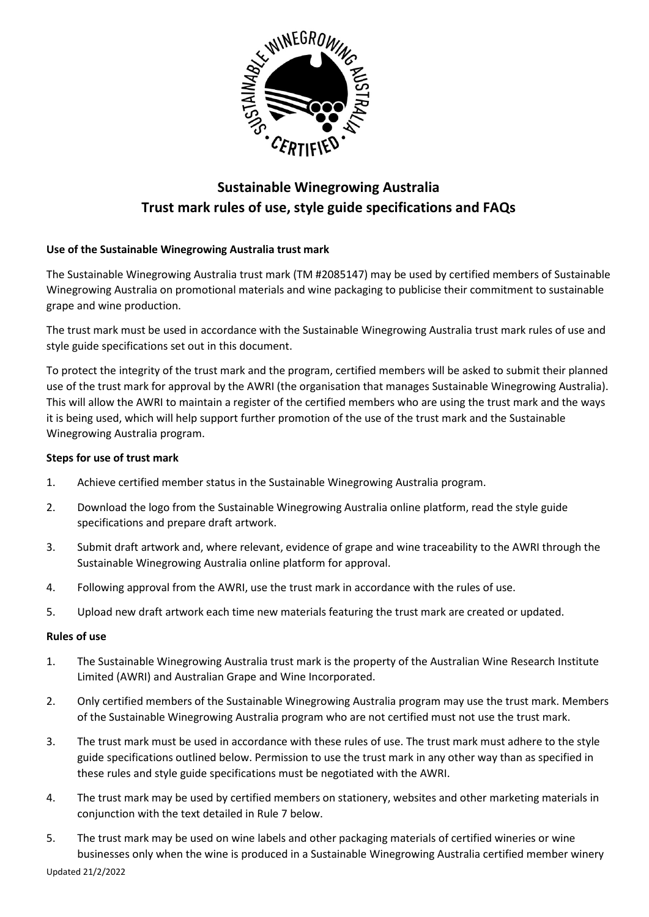# Sustainable Winegrowing Australia
# Trust mark rules of use, style guide specifications and FAQs

**Use of the Sustainable Winegrowing Australia trust mark**

The Sustainable Winegrowing Australia trust mark (TM #2085147) may be used by certified members of Sustainable Winegrowing Australia on promotional materials and wine packaging to publicise their commitment to sustainable grape and wine production.

The trust mark must be used in accordance with the Sustainable Winegrowing Australia trust mark rules of use and style guide specifications set out in this document.

To protect the integrity of the trust mark and the program, certified members will be asked to submit their planned use of the trust mark for approval by the AWRI (the organisation that manages Sustainable Winegrowing Australia). This will allow the AWRI to maintain a register of the certified members who are using the trust mark and the ways it is being used, which will help support further promotion of the use of the trust mark and the Sustainable Winegrowing Australia program.

**Steps for use of trust mark**

1. Achieve certified member status in the Sustainable Winegrowing Australia program.
2. Download the logo from the Sustainable Winegrowing Australia online platform, read the style guide specifications and prepare draft artwork.
3. Submit draft artwork and, where relevant, evidence of grape and wine traceability to the AWRI through the Sustainable Winegrowing Australia online platform for approval.
4. Following approval from the AWRI, use the trust mark in accordance with the rules of use.
5. Upload new draft artwork each time new materials featuring the trust mark are created or updated.

**Rules of use**

1. The Sustainable Winegrowing Australia trust mark is the property of the Australian Wine Research Institute Limited (AWRI) and Australian Grape and Wine Incorporated.
2. Only certified members of the Sustainable Winegrowing Australia program may use the trust mark. Members of the Sustainable Winegrowing Australia program who are not certified must not use the trust mark.
3. The trust mark must be used in accordance with these rules of use. The trust mark must adhere to the style guide specifications outlined below. Permission to use the trust mark in any other way than as specified in these rules and style guide specifications must be negotiated with the AWRI.
4. The trust mark may be used by certified members on stationery, websites and other marketing materials in conjunction with the text detailed in Rule 7 below.
5. The trust mark may be used on wine labels and other packaging materials of certified wineries or wine businesses only when the wine is produced in a Sustainable Winegrowing Australia certified member winery

Updated 21/2/2022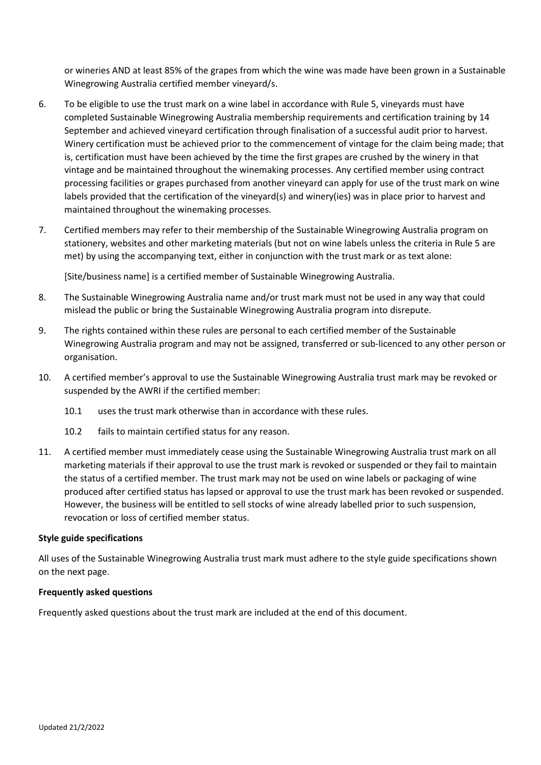or wineries AND at least 85% of the grapes from which the wine was made have been grown in a Sustainable Winegrowing Australia certified member vineyard/s.

6. To be eligible to use the trust mark on a wine label in accordance with Rule 5, vineyards must have completed Sustainable Winegrowing Australia membership requirements and certification training by 14 September and achieved vineyard certification through finalisation of a successful audit prior to harvest. Winery certification must be achieved prior to the commencement of vintage for the claim being made; that is, certification must have been achieved by the time the first grapes are crushed by the winery in that vintage and be maintained throughout the winemaking processes. Any certified member using contract processing facilities or grapes purchased from another vineyard can apply for use of the trust mark on wine labels provided that the certification of the vineyard(s) and winery(ies) was in place prior to harvest and maintained throughout the winemaking processes.

7. Certified members may refer to their membership of the Sustainable Winegrowing Australia program on stationery, websites and other marketing materials (but not on wine labels unless the criteria in Rule 5 are met) by using the accompanying text, either in conjunction with the trust mark or as text alone:

   [Site/business name] is a certified member of Sustainable Winegrowing Australia.

8. The Sustainable Winegrowing Australia name and/or trust mark must not be used in any way that could mislead the public or bring the Sustainable Winegrowing Australia program into disrepute.

9. The rights contained within these rules are personal to each certified member of the Sustainable Winegrowing Australia program and may not be assigned, transferred or sub-licenced to any other person or organisation.

10. A certified member's approval to use the Sustainable Winegrowing Australia trust mark may be revoked or suspended by the AWRI if the certified member:

    10.1 uses the trust mark otherwise than in accordance with these rules.

    10.2 fails to maintain certified status for any reason.

11. A certified member must immediately cease using the Sustainable Winegrowing Australia trust mark on all marketing materials if their approval to use the trust mark is revoked or suspended or they fail to maintain the status of a certified member. The trust mark may not be used on wine labels or packaging of wine produced after certified status has lapsed or approval to use the trust mark has been revoked or suspended. However, the business will be entitled to sell stocks of wine already labelled prior to such suspension, revocation or loss of certified member status.

**Style guide specifications**

All uses of the Sustainable Winegrowing Australia trust mark must adhere to the style guide specifications shown on the next page.

**Frequently asked questions**

Frequently asked questions about the trust mark are included at the end of this document.

Updated 21/2/2022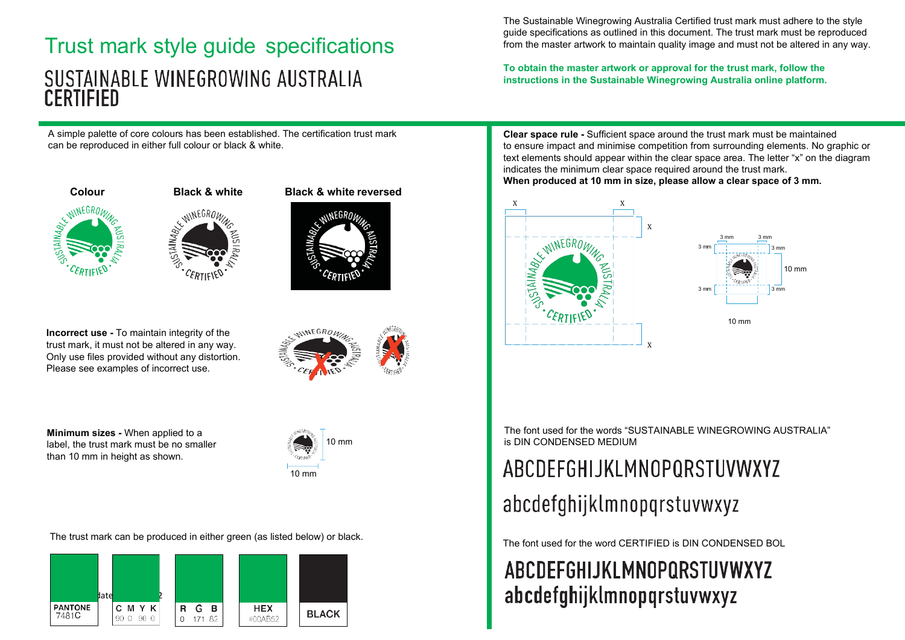# Trust mark style guide specifications

## SUSTAINABLE WINEGROWING AUSTRALIA CERTIFIED

The Sustainable Winegrowing Australia Certified trust mark must adhere to the style guide specifications as outlined in this document. The trust mark must be reproduced from the master artwork to maintain quality image and must not be altered in any way.

**To obtain the master artwork or approval for the trust mark, follow the instructions in the Sustainable Winegrowing Australia online platform.**

A simple palette of core colours has been established. The certification trust mark can be reproduced in either full colour or black & white.

**Colour** | **Black & white** | **Black & white reversed**

**Incorrect use -** To maintain integrity of the trust mark, it must not be altered in any way. Only use files provided without any distortion. Please see examples of incorrect use.

**Minimum sizes -** When applied to a label, the trust mark must be no smaller than 10 mm in height as shown.

10 mm

10 mm

The trust mark can be produced in either green (as listed below) or black.

| PANTONE | C M Y K | R G B | HEX | BLACK |
|---|---|---|---|---|
| 7481C | 90 0 96 0 | 0 171 82 | #00AB52 | |

**Clear space rule -** Sufficient space around the trust mark must be maintained to ensure impact and minimise competition from surrounding elements. No graphic or text elements should appear within the clear space area. The letter "x" on the diagram indicates the minimum clear space required around the trust mark.
**When produced at 10 mm in size, please allow a clear space of 3 mm.**

X X X X

3 mm 3 mm 3 mm 3 mm 3 mm 3 mm

10 mm

10 mm

The font used for the words "SUSTAINABLE WINEGROWING AUSTRALIA" is DIN CONDENSED MEDIUM

ABCDEFGHIJKLMNOPQRSTUVWXYZ

abcdefghijklmnopqrstuvwxyz

The font used for the word CERTIFIED is DIN CONDENSED BOL

**ABCDEFGHIJKLMNOPQRSTUVWXYZ**
**abcdefghijklmnopqrstuvwxyz**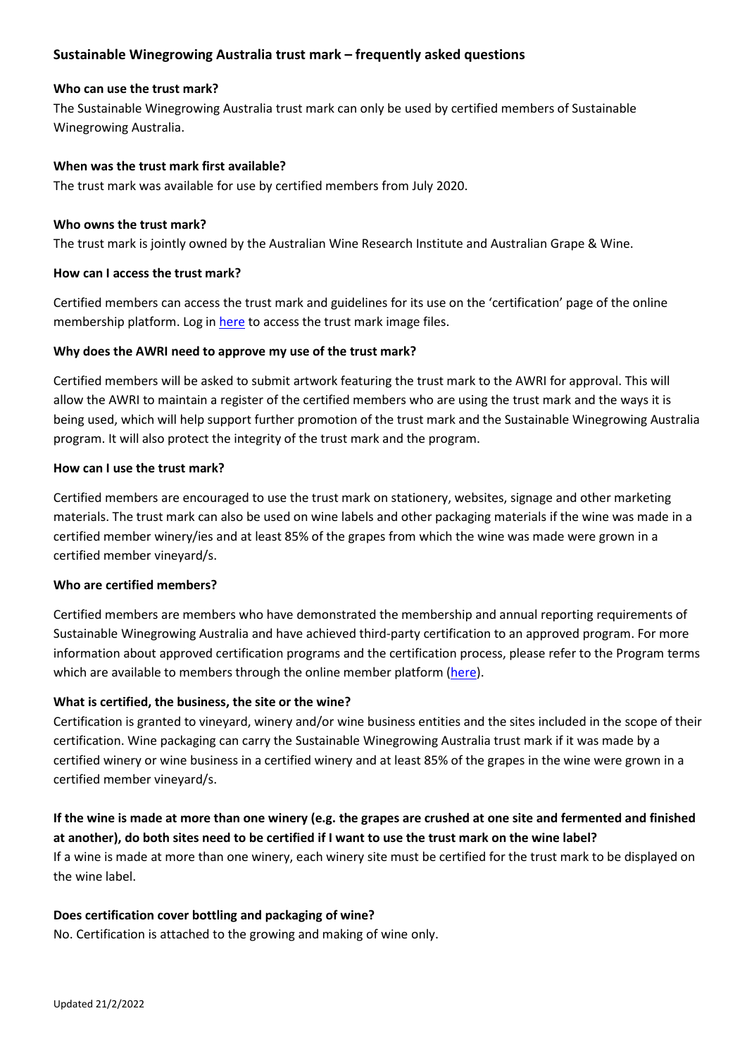## Sustainable Winegrowing Australia trust mark – frequently asked questions

**Who can use the trust mark?**

The Sustainable Winegrowing Australia trust mark can only be used by certified members of Sustainable Winegrowing Australia.

**When was the trust mark first available?**

The trust mark was available for use by certified members from July 2020.

**Who owns the trust mark?**

The trust mark is jointly owned by the Australian Wine Research Institute and Australian Grape & Wine.

**How can I access the trust mark?**

Certified members can access the trust mark and guidelines for its use on the 'certification' page of the online membership platform. Log in here to access the trust mark image files.

**Why does the AWRI need to approve my use of the trust mark?**

Certified members will be asked to submit artwork featuring the trust mark to the AWRI for approval. This will allow the AWRI to maintain a register of the certified members who are using the trust mark and the ways it is being used, which will help support further promotion of the trust mark and the Sustainable Winegrowing Australia program. It will also protect the integrity of the trust mark and the program.

**How can I use the trust mark?**

Certified members are encouraged to use the trust mark on stationery, websites, signage and other marketing materials. The trust mark can also be used on wine labels and other packaging materials if the wine was made in a certified member winery/ies and at least 85% of the grapes from which the wine was made were grown in a certified member vineyard/s.

**Who are certified members?**

Certified members are members who have demonstrated the membership and annual reporting requirements of Sustainable Winegrowing Australia and have achieved third-party certification to an approved program. For more information about approved certification programs and the certification process, please refer to the Program terms which are available to members through the online member platform (here).

**What is certified, the business, the site or the wine?**

Certification is granted to vineyard, winery and/or wine business entities and the sites included in the scope of their certification. Wine packaging can carry the Sustainable Winegrowing Australia trust mark if it was made by a certified winery or wine business in a certified winery and at least 85% of the grapes in the wine were grown in a certified member vineyard/s.

**If the wine is made at more than one winery (e.g. the grapes are crushed at one site and fermented and finished at another), do both sites need to be certified if I want to use the trust mark on the wine label?**

If a wine is made at more than one winery, each winery site must be certified for the trust mark to be displayed on the wine label.

**Does certification cover bottling and packaging of wine?**

No. Certification is attached to the growing and making of wine only.

Updated 21/2/2022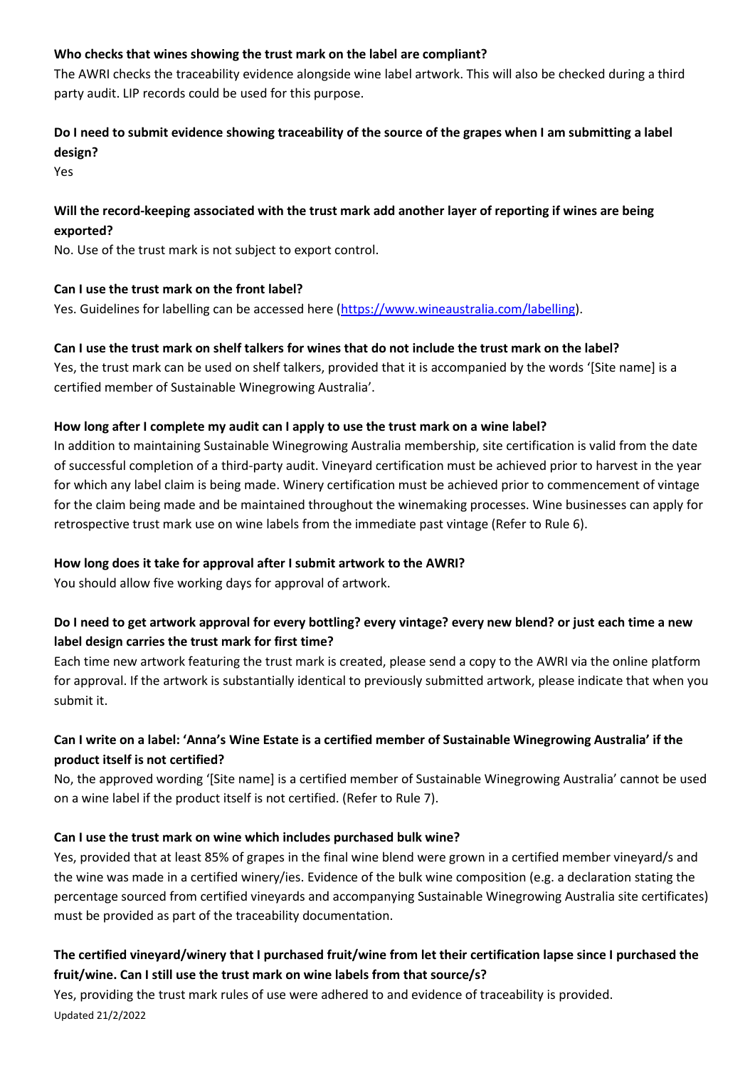**Who checks that wines showing the trust mark on the label are compliant?**

The AWRI checks the traceability evidence alongside wine label artwork. This will also be checked during a third party audit. LIP records could be used for this purpose.

**Do I need to submit evidence showing traceability of the source of the grapes when I am submitting a label design?**

Yes

**Will the record-keeping associated with the trust mark add another layer of reporting if wines are being exported?**

No. Use of the trust mark is not subject to export control.

**Can I use the trust mark on the front label?**

Yes. Guidelines for labelling can be accessed here (https://www.wineaustralia.com/labelling).

**Can I use the trust mark on shelf talkers for wines that do not include the trust mark on the label?**

Yes, the trust mark can be used on shelf talkers, provided that it is accompanied by the words '[Site name] is a certified member of Sustainable Winegrowing Australia'.

**How long after I complete my audit can I apply to use the trust mark on a wine label?**

In addition to maintaining Sustainable Winegrowing Australia membership, site certification is valid from the date of successful completion of a third-party audit. Vineyard certification must be achieved prior to harvest in the year for which any label claim is being made. Winery certification must be achieved prior to commencement of vintage for the claim being made and be maintained throughout the winemaking processes. Wine businesses can apply for retrospective trust mark use on wine labels from the immediate past vintage (Refer to Rule 6).

**How long does it take for approval after I submit artwork to the AWRI?**

You should allow five working days for approval of artwork.

**Do I need to get artwork approval for every bottling? every vintage? every new blend? or just each time a new label design carries the trust mark for first time?**

Each time new artwork featuring the trust mark is created, please send a copy to the AWRI via the online platform for approval. If the artwork is substantially identical to previously submitted artwork, please indicate that when you submit it.

**Can I write on a label: 'Anna's Wine Estate is a certified member of Sustainable Winegrowing Australia' if the product itself is not certified?**

No, the approved wording '[Site name] is a certified member of Sustainable Winegrowing Australia' cannot be used on a wine label if the product itself is not certified. (Refer to Rule 7).

**Can I use the trust mark on wine which includes purchased bulk wine?**

Yes, provided that at least 85% of grapes in the final wine blend were grown in a certified member vineyard/s and the wine was made in a certified winery/ies. Evidence of the bulk wine composition (e.g. a declaration stating the percentage sourced from certified vineyards and accompanying Sustainable Winegrowing Australia site certificates) must be provided as part of the traceability documentation.

**The certified vineyard/winery that I purchased fruit/wine from let their certification lapse since I purchased the fruit/wine. Can I still use the trust mark on wine labels from that source/s?**

Yes, providing the trust mark rules of use were adhered to and evidence of traceability is provided.

Updated 21/2/2022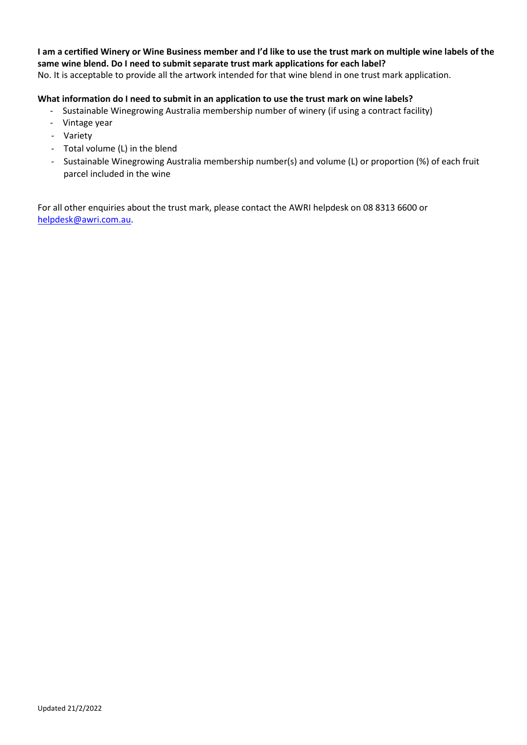**I am a certified Winery or Wine Business member and I'd like to use the trust mark on multiple wine labels of the same wine blend. Do I need to submit separate trust mark applications for each label?**

No. It is acceptable to provide all the artwork intended for that wine blend in one trust mark application.

**What information do I need to submit in an application to use the trust mark on wine labels?**

- Sustainable Winegrowing Australia membership number of winery (if using a contract facility)
- Vintage year
- Variety
- Total volume (L) in the blend
- Sustainable Winegrowing Australia membership number(s) and volume (L) or proportion (%) of each fruit parcel included in the wine

For all other enquiries about the trust mark, please contact the AWRI helpdesk on 08 8313 6600 or [helpdesk@awri.com.au](mailto:helpdesk@awri.com.au).

Updated 21/2/2022